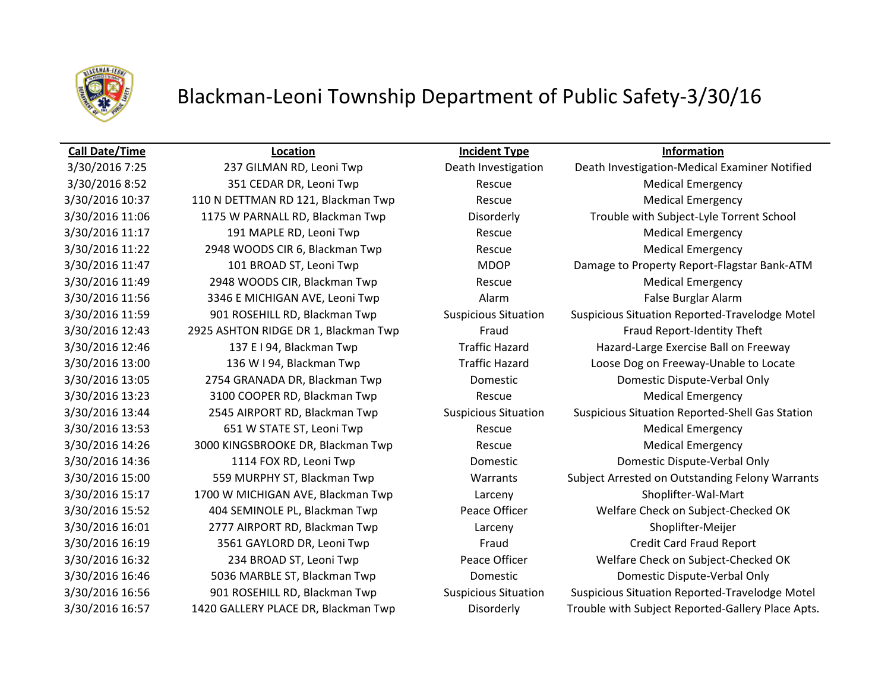# Blackman-Leoni Township Department of Public Safety-3/30/16

| Call Date/Time | Location | Incident Type | Information |
|---|---|---|---|
| 3/30/2016 7:25 | 237 GILMAN RD, Leoni Twp | Death Investigation | Death Investigation-Medical Examiner Notified |
| 3/30/2016 8:52 | 351 CEDAR DR, Leoni Twp | Rescue | Medical Emergency |
| 3/30/2016 10:37 | 110 N DETTMAN RD 121, Blackman Twp | Rescue | Medical Emergency |
| 3/30/2016 11:06 | 1175 W PARNALL RD, Blackman Twp | Disorderly | Trouble with Subject-Lyle Torrent School |
| 3/30/2016 11:17 | 191 MAPLE RD, Leoni Twp | Rescue | Medical Emergency |
| 3/30/2016 11:22 | 2948 WOODS CIR 6, Blackman Twp | Rescue | Medical Emergency |
| 3/30/2016 11:47 | 101 BROAD ST, Leoni Twp | MDOP | Damage to Property Report-Flagstar Bank-ATM |
| 3/30/2016 11:49 | 2948 WOODS CIR, Blackman Twp | Rescue | Medical Emergency |
| 3/30/2016 11:56 | 3346 E MICHIGAN AVE, Leoni Twp | Alarm | False Burglar Alarm |
| 3/30/2016 11:59 | 901 ROSEHILL RD, Blackman Twp | Suspicious Situation | Suspicious Situation Reported-Travelodge Motel |
| 3/30/2016 12:43 | 2925 ASHTON RIDGE DR 1, Blackman Twp | Fraud | Fraud Report-Identity Theft |
| 3/30/2016 12:46 | 137 E I 94, Blackman Twp | Traffic Hazard | Hazard-Large Exercise Ball on Freeway |
| 3/30/2016 13:00 | 136 W I 94, Blackman Twp | Traffic Hazard | Loose Dog on Freeway-Unable to Locate |
| 3/30/2016 13:05 | 2754 GRANADA DR, Blackman Twp | Domestic | Domestic Dispute-Verbal Only |
| 3/30/2016 13:23 | 3100 COOPER RD, Blackman Twp | Rescue | Medical Emergency |
| 3/30/2016 13:44 | 2545 AIRPORT RD, Blackman Twp | Suspicious Situation | Suspicious Situation Reported-Shell Gas Station |
| 3/30/2016 13:53 | 651 W STATE ST, Leoni Twp | Rescue | Medical Emergency |
| 3/30/2016 14:26 | 3000 KINGSBROOKE DR, Blackman Twp | Rescue | Medical Emergency |
| 3/30/2016 14:36 | 1114 FOX RD, Leoni Twp | Domestic | Domestic Dispute-Verbal Only |
| 3/30/2016 15:00 | 559 MURPHY ST, Blackman Twp | Warrants | Subject Arrested on Outstanding Felony Warrants |
| 3/30/2016 15:17 | 1700 W MICHIGAN AVE, Blackman Twp | Larceny | Shoplifter-Wal-Mart |
| 3/30/2016 15:52 | 404 SEMINOLE PL, Blackman Twp | Peace Officer | Welfare Check on Subject-Checked OK |
| 3/30/2016 16:01 | 2777 AIRPORT RD, Blackman Twp | Larceny | Shoplifter-Meijer |
| 3/30/2016 16:19 | 3561 GAYLORD DR, Leoni Twp | Fraud | Credit Card Fraud Report |
| 3/30/2016 16:32 | 234 BROAD ST, Leoni Twp | Peace Officer | Welfare Check on Subject-Checked OK |
| 3/30/2016 16:46 | 5036 MARBLE ST, Blackman Twp | Domestic | Domestic Dispute-Verbal Only |
| 3/30/2016 16:56 | 901 ROSEHILL RD, Blackman Twp | Suspicious Situation | Suspicious Situation Reported-Travelodge Motel |
| 3/30/2016 16:57 | 1420 GALLERY PLACE DR, Blackman Twp | Disorderly | Trouble with Subject Reported-Gallery Place Apts. |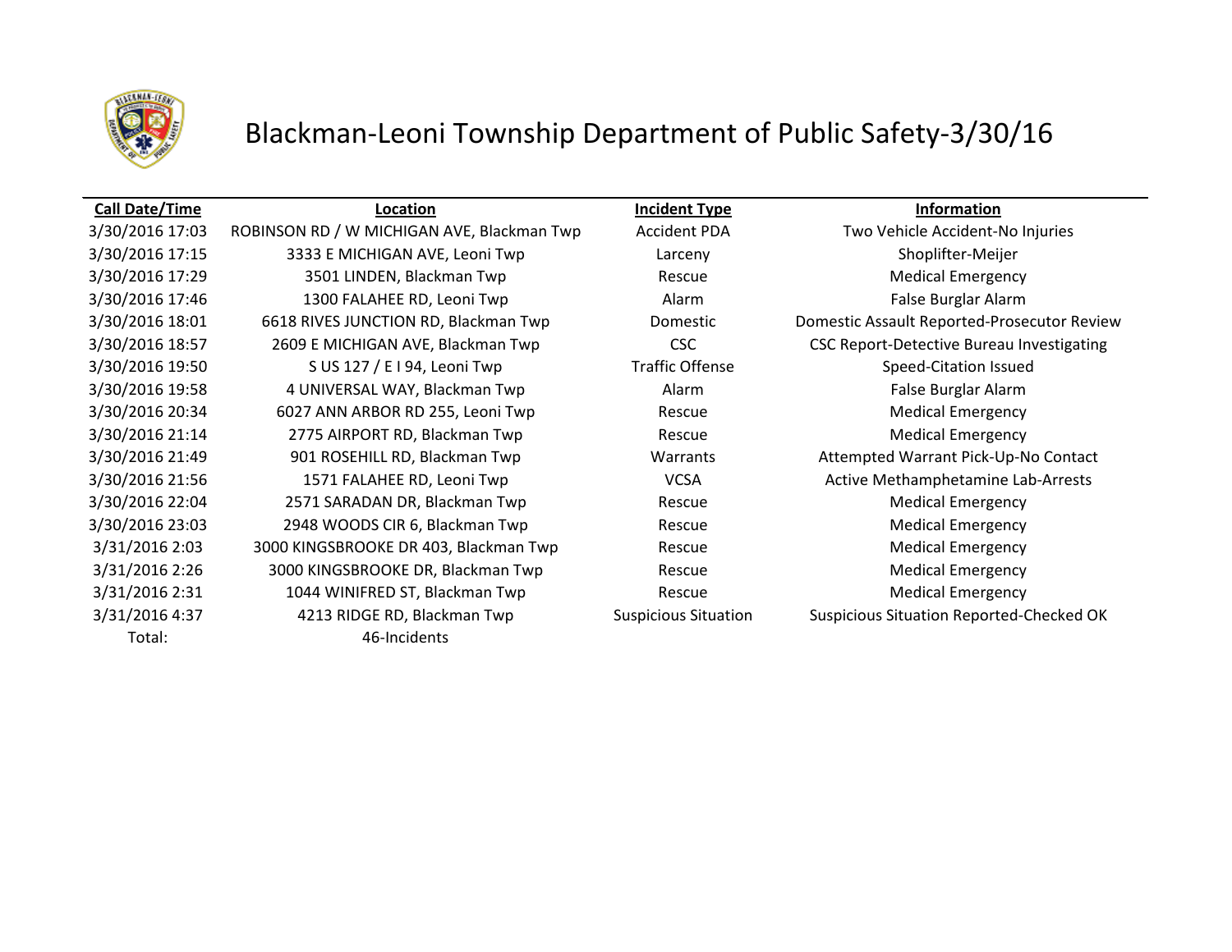# Blackman-Leoni Township Department of Public Safety-3/30/16

| Call Date/Time | Location | Incident Type | Information |
|---|---|---|---|
| 3/30/2016 17:03 | ROBINSON RD / W MICHIGAN AVE, Blackman Twp | Accident PDA | Two Vehicle Accident-No Injuries |
| 3/30/2016 17:15 | 3333 E MICHIGAN AVE, Leoni Twp | Larceny | Shoplifter-Meijer |
| 3/30/2016 17:29 | 3501 LINDEN, Blackman Twp | Rescue | Medical Emergency |
| 3/30/2016 17:46 | 1300 FALAHEE RD, Leoni Twp | Alarm | False Burglar Alarm |
| 3/30/2016 18:01 | 6618 RIVES JUNCTION RD, Blackman Twp | Domestic | Domestic Assault Reported-Prosecutor Review |
| 3/30/2016 18:57 | 2609 E MICHIGAN AVE, Blackman Twp | CSC | CSC Report-Detective Bureau Investigating |
| 3/30/2016 19:50 | S US 127 / E I 94, Leoni Twp | Traffic Offense | Speed-Citation Issued |
| 3/30/2016 19:58 | 4 UNIVERSAL WAY, Blackman Twp | Alarm | False Burglar Alarm |
| 3/30/2016 20:34 | 6027 ANN ARBOR RD 255, Leoni Twp | Rescue | Medical Emergency |
| 3/30/2016 21:14 | 2775 AIRPORT RD, Blackman Twp | Rescue | Medical Emergency |
| 3/30/2016 21:49 | 901 ROSEHILL RD, Blackman Twp | Warrants | Attempted Warrant Pick-Up-No Contact |
| 3/30/2016 21:56 | 1571 FALAHEE RD, Leoni Twp | VCSA | Active Methamphetamine Lab-Arrests |
| 3/30/2016 22:04 | 2571 SARADAN DR, Blackman Twp | Rescue | Medical Emergency |
| 3/30/2016 23:03 | 2948 WOODS CIR 6, Blackman Twp | Rescue | Medical Emergency |
| 3/31/2016 2:03 | 3000 KINGSBROOKE DR 403, Blackman Twp | Rescue | Medical Emergency |
| 3/31/2016 2:26 | 3000 KINGSBROOKE DR, Blackman Twp | Rescue | Medical Emergency |
| 3/31/2016 2:31 | 1044 WINIFRED ST, Blackman Twp | Rescue | Medical Emergency |
| 3/31/2016 4:37 | 4213 RIDGE RD, Blackman Twp | Suspicious Situation | Suspicious Situation Reported-Checked OK |
| Total: | 46-Incidents | | |